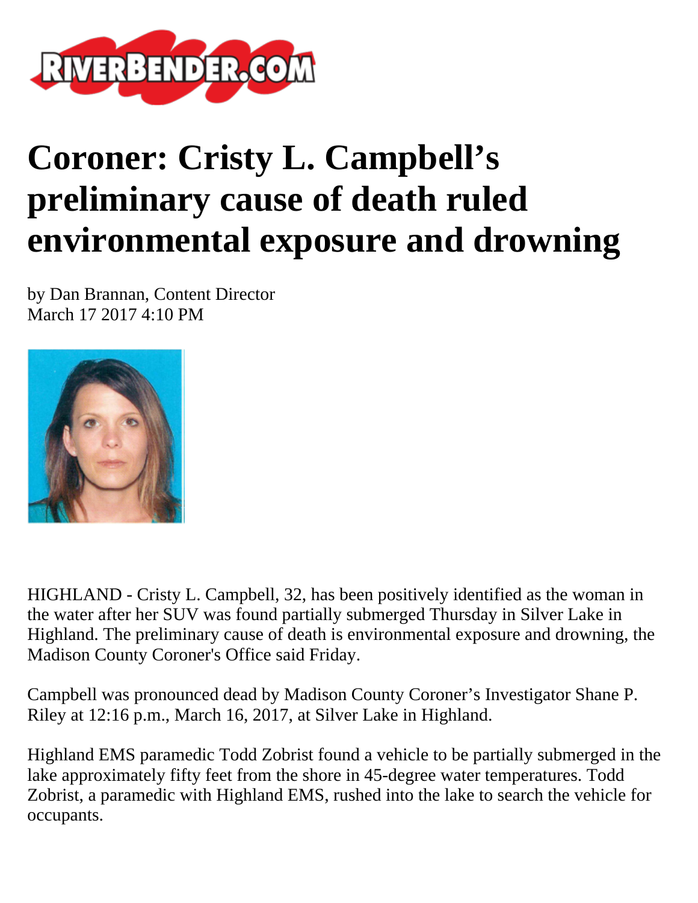# Coroner: Cristy L. Campbell's preliminary cause of death ruled environmental exposure and drowning

by Dan Brannan, Content Director
March 17 2017 4:10 PM

HIGHLAND - Cristy L. Campbell, 32, has been positively identified as the woman in the water after her SUV was found partially submerged Thursday in Silver Lake in Highland. The preliminary cause of death is environmental exposure and drowning, the Madison County Coroner's Office said Friday.

Campbell was pronounced dead by Madison County Coroner's Investigator Shane P. Riley at 12:16 p.m., March 16, 2017, at Silver Lake in Highland.

Highland EMS paramedic Todd Zobrist found a vehicle to be partially submerged in the lake approximately fifty feet from the shore in 45-degree water temperatures. Todd Zobrist, a paramedic with Highland EMS, rushed into the lake to search the vehicle for occupants.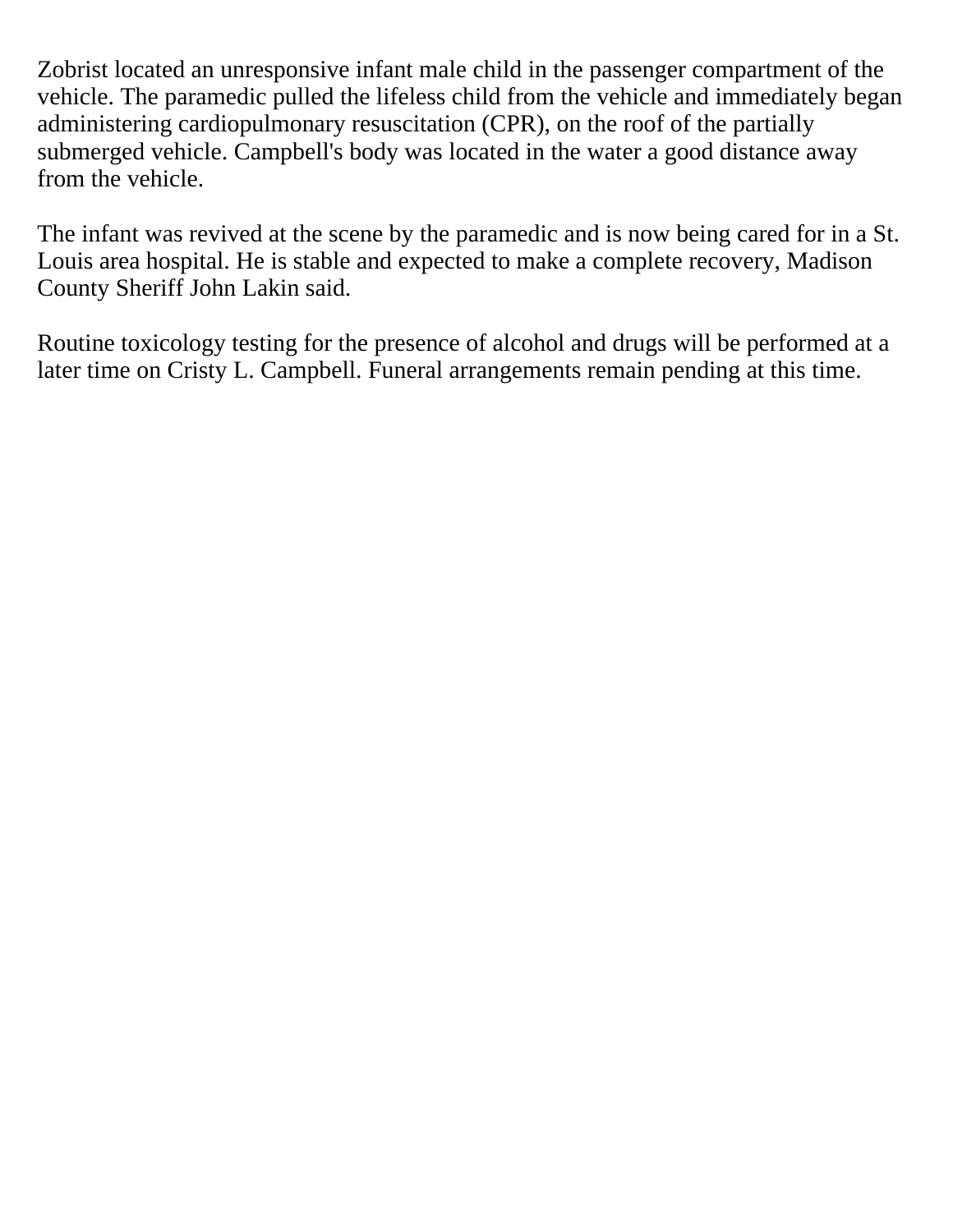Zobrist located an unresponsive infant male child in the passenger compartment of the vehicle. The paramedic pulled the lifeless child from the vehicle and immediately began administering cardiopulmonary resuscitation (CPR), on the roof of the partially submerged vehicle. Campbell's body was located in the water a good distance away from the vehicle.

The infant was revived at the scene by the paramedic and is now being cared for in a St. Louis area hospital. He is stable and expected to make a complete recovery, Madison County Sheriff John Lakin said.

Routine toxicology testing for the presence of alcohol and drugs will be performed at a later time on Cristy L. Campbell. Funeral arrangements remain pending at this time.